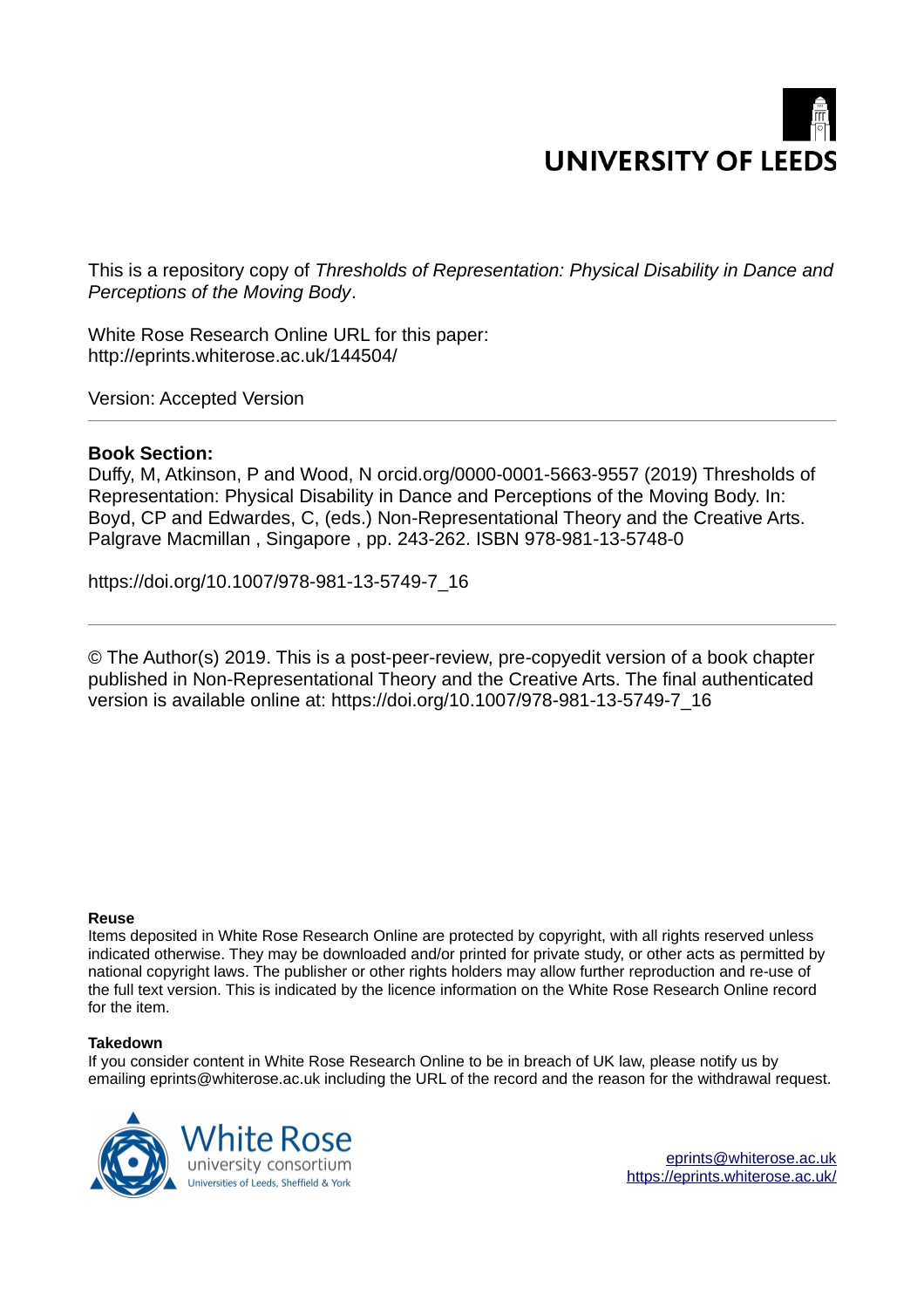UNIVERSITY OF LEEDS

This is a repository copy of *Thresholds of Representation: Physical Disability in Dance and Perceptions of the Moving Body*.

White Rose Research Online URL for this paper:
http://eprints.whiterose.ac.uk/144504/

Version: Accepted Version

---

**Book Section:**

Duffy, M, Atkinson, P and Wood, N orcid.org/0000-0001-5663-9557 (2019) Thresholds of Representation: Physical Disability in Dance and Perceptions of the Moving Body. In: Boyd, CP and Edwardes, C, (eds.) Non-Representational Theory and the Creative Arts. Palgrave Macmillan , Singapore , pp. 243-262. ISBN 978-981-13-5748-0

https://doi.org/10.1007/978-981-13-5749-7_16

---

© The Author(s) 2019. This is a post-peer-review, pre-copyedit version of a book chapter published in Non-Representational Theory and the Creative Arts. The final authenticated version is available online at: https://doi.org/10.1007/978-981-13-5749-7_16

**Reuse**

Items deposited in White Rose Research Online are protected by copyright, with all rights reserved unless indicated otherwise. They may be downloaded and/or printed for private study, or other acts as permitted by national copyright laws. The publisher or other rights holders may allow further reproduction and re-use of the full text version. This is indicated by the licence information on the White Rose Research Online record for the item.

**Takedown**

If you consider content in White Rose Research Online to be in breach of UK law, please notify us by emailing eprints@whiterose.ac.uk including the URL of the record and the reason for the withdrawal request.

White Rose university consortium
Universities of Leeds, Sheffield & York

eprints@whiterose.ac.uk
https://eprints.whiterose.ac.uk/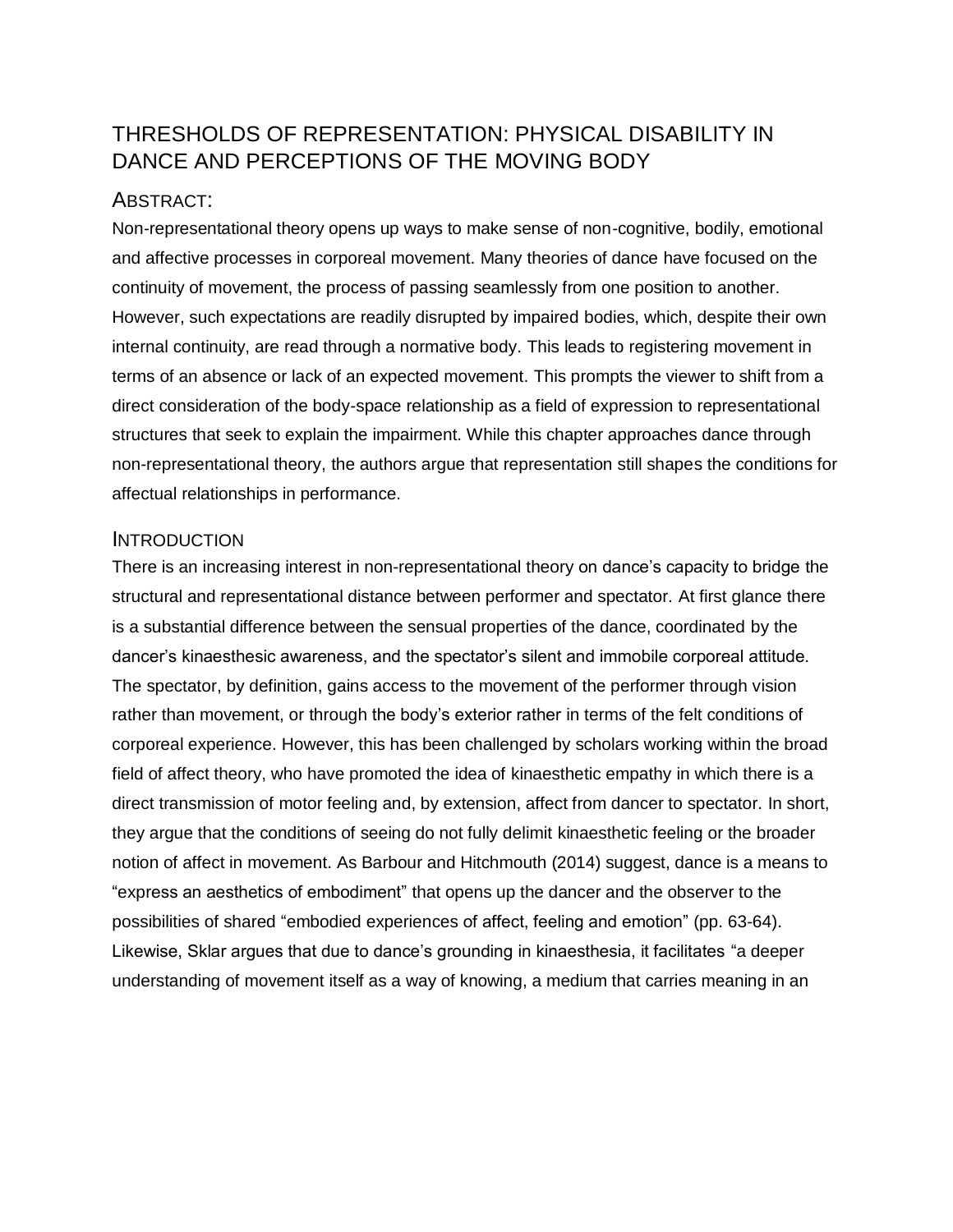// Title, abstract, and introduction transcribed verbatim; the final sentence runs onto the next page and ends mid-quote.
# THRESHOLDS OF REPRESENTATION: PHYSICAL DISABILITY IN DANCE AND PERCEPTIONS OF THE MOVING BODY

## ABSTRACT:

Non-representational theory opens up ways to make sense of non-cognitive, bodily, emotional and affective processes in corporeal movement. Many theories of dance have focused on the continuity of movement, the process of passing seamlessly from one position to another. However, such expectations are readily disrupted by impaired bodies, which, despite their own internal continuity, are read through a normative body. This leads to registering movement in terms of an absence or lack of an expected movement. This prompts the viewer to shift from a direct consideration of the body-space relationship as a field of expression to representational structures that seek to explain the impairment. While this chapter approaches dance through non-representational theory, the authors argue that representation still shapes the conditions for affectual relationships in performance.

## INTRODUCTION

There is an increasing interest in non-representational theory on dance's capacity to bridge the structural and representational distance between performer and spectator. At first glance there is a substantial difference between the sensual properties of the dance, coordinated by the dancer's kinaesthesic awareness, and the spectator's silent and immobile corporeal attitude. The spectator, by definition, gains access to the movement of the performer through vision rather than movement, or through the body's exterior rather in terms of the felt conditions of corporeal experience. However, this has been challenged by scholars working within the broad field of affect theory, who have promoted the idea of kinaesthetic empathy in which there is a direct transmission of motor feeling and, by extension, affect from dancer to spectator. In short, they argue that the conditions of seeing do not fully delimit kinaesthetic feeling or the broader notion of affect in movement. As Barbour and Hitchmouth (2014) suggest, dance is a means to "express an aesthetics of embodiment" that opens up the dancer and the observer to the possibilities of shared "embodied experiences of affect, feeling and emotion" (pp. 63-64). Likewise, Sklar argues that due to dance's grounding in kinaesthesia, it facilitates "a deeper understanding of movement itself as a way of knowing, a medium that carries meaning in an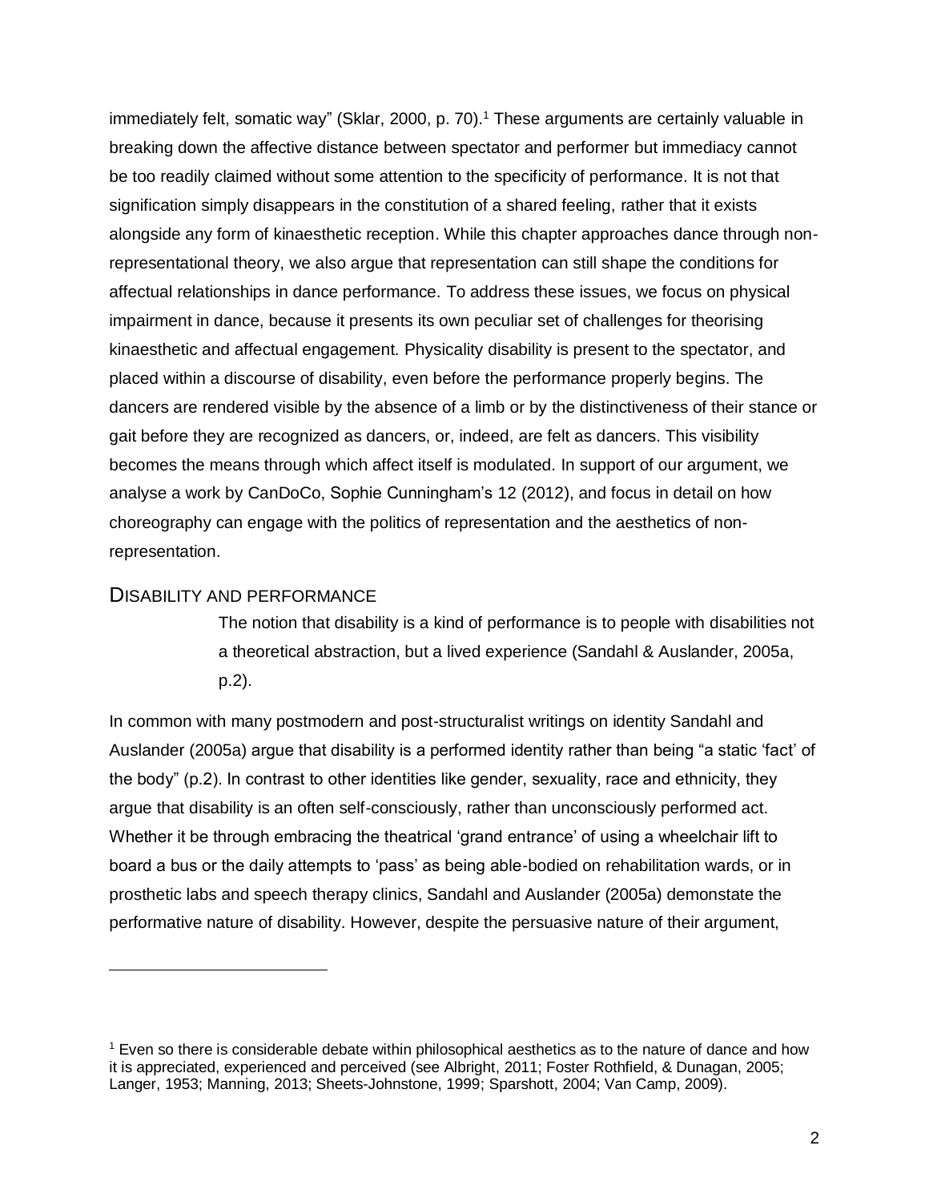immediately felt, somatic way" (Sklar, 2000, p. 70).[1] These arguments are certainly valuable in breaking down the affective distance between spectator and performer but immediacy cannot be too readily claimed without some attention to the specificity of performance. It is not that signification simply disappears in the constitution of a shared feeling, rather that it exists alongside any form of kinaesthetic reception. While this chapter approaches dance through non-representational theory, we also argue that representation can still shape the conditions for affectual relationships in dance performance. To address these issues, we focus on physical impairment in dance, because it presents its own peculiar set of challenges for theorising kinaesthetic and affectual engagement. Physicality disability is present to the spectator, and placed within a discourse of disability, even before the performance properly begins. The dancers are rendered visible by the absence of a limb or by the distinctiveness of their stance or gait before they are recognized as dancers, or, indeed, are felt as dancers. This visibility becomes the means through which affect itself is modulated. In support of our argument, we analyse a work by CanDoCo, Sophie Cunningham's 12 (2012), and focus in detail on how choreography can engage with the politics of representation and the aesthetics of non-representation.

## DISABILITY AND PERFORMANCE

> The notion that disability is a kind of performance is to people with disabilities not a theoretical abstraction, but a lived experience (Sandahl & Auslander, 2005a, p.2).

In common with many postmodern and post-structuralist writings on identity Sandahl and Auslander (2005a) argue that disability is a performed identity rather than being "a static 'fact' of the body" (p.2). In contrast to other identities like gender, sexuality, race and ethnicity, they argue that disability is an often self-consciously, rather than unconsciously performed act. Whether it be through embracing the theatrical 'grand entrance' of using a wheelchair lift to board a bus or the daily attempts to 'pass' as being able-bodied on rehabilitation wards, or in prosthetic labs and speech therapy clinics, Sandahl and Auslander (2005a) demonstate the performative nature of disability. However, despite the persuasive nature of their argument,

---

[1] Even so there is considerable debate within philosophical aesthetics as to the nature of dance and how it is appreciated, experienced and perceived (see Albright, 2011; Foster Rothfield, & Dunagan, 2005; Langer, 1953; Manning, 2013; Sheets-Johnstone, 1999; Sparshott, 2004; Van Camp, 2009).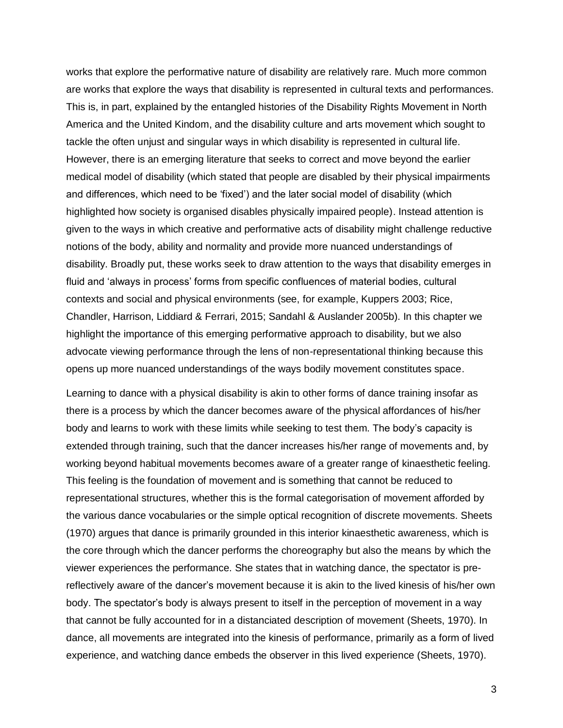works that explore the performative nature of disability are relatively rare. Much more common are works that explore the ways that disability is represented in cultural texts and performances. This is, in part, explained by the entangled histories of the Disability Rights Movement in North America and the United Kindom, and the disability culture and arts movement which sought to tackle the often unjust and singular ways in which disability is represented in cultural life. However, there is an emerging literature that seeks to correct and move beyond the earlier medical model of disability (which stated that people are disabled by their physical impairments and differences, which need to be 'fixed') and the later social model of disability (which highlighted how society is organised disables physically impaired people). Instead attention is given to the ways in which creative and performative acts of disability might challenge reductive notions of the body, ability and normality and provide more nuanced understandings of disability. Broadly put, these works seek to draw attention to the ways that disability emerges in fluid and 'always in process' forms from specific confluences of material bodies, cultural contexts and social and physical environments (see, for example, Kuppers 2003; Rice, Chandler, Harrison, Liddiard & Ferrari, 2015; Sandahl & Auslander 2005b). In this chapter we highlight the importance of this emerging performative approach to disability, but we also advocate viewing performance through the lens of non-representational thinking because this opens up more nuanced understandings of the ways bodily movement constitutes space.

Learning to dance with a physical disability is akin to other forms of dance training insofar as there is a process by which the dancer becomes aware of the physical affordances of his/her body and learns to work with these limits while seeking to test them. The body's capacity is extended through training, such that the dancer increases his/her range of movements and, by working beyond habitual movements becomes aware of a greater range of kinaesthetic feeling. This feeling is the foundation of movement and is something that cannot be reduced to representational structures, whether this is the formal categorisation of movement afforded by the various dance vocabularies or the simple optical recognition of discrete movements. Sheets (1970) argues that dance is primarily grounded in this interior kinaesthetic awareness, which is the core through which the dancer performs the choreography but also the means by which the viewer experiences the performance. She states that in watching dance, the spectator is pre-reflectively aware of the dancer's movement because it is akin to the lived kinesis of his/her own body. The spectator's body is always present to itself in the perception of movement in a way that cannot be fully accounted for in a distanciated description of movement (Sheets, 1970). In dance, all movements are integrated into the kinesis of performance, primarily as a form of lived experience, and watching dance embeds the observer in this lived experience (Sheets, 1970).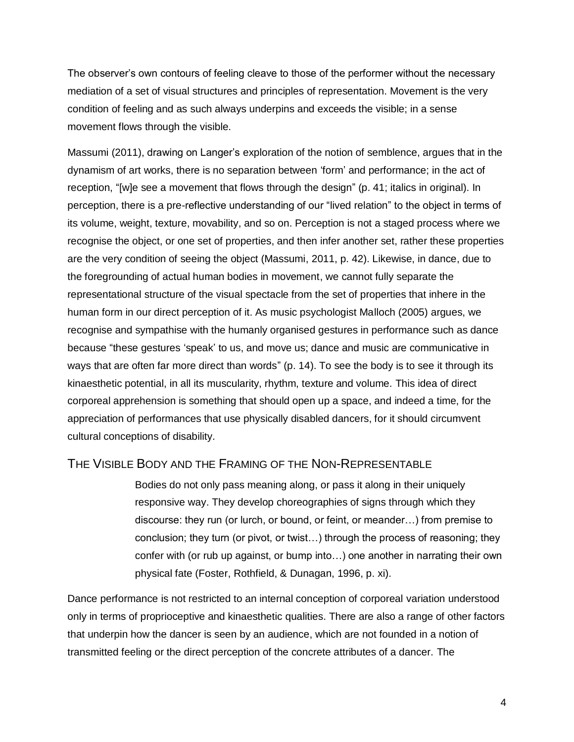The observer's own contours of feeling cleave to those of the performer without the necessary mediation of a set of visual structures and principles of representation. Movement is the very condition of feeling and as such always underpins and exceeds the visible; in a sense movement flows through the visible.

Massumi (2011), drawing on Langer's exploration of the notion of semblence, argues that in the dynamism of art works, there is no separation between 'form' and performance; in the act of reception, "[w]e see a movement that flows through the design" (p. 41; italics in original). In perception, there is a pre-reflective understanding of our "lived relation" to the object in terms of its volume, weight, texture, movability, and so on. Perception is not a staged process where we recognise the object, or one set of properties, and then infer another set, rather these properties are the very condition of seeing the object (Massumi, 2011, p. 42). Likewise, in dance, due to the foregrounding of actual human bodies in movement, we cannot fully separate the representational structure of the visual spectacle from the set of properties that inhere in the human form in our direct perception of it. As music psychologist Malloch (2005) argues, we recognise and sympathise with the humanly organised gestures in performance such as dance because "these gestures 'speak' to us, and move us; dance and music are communicative in ways that are often far more direct than words" (p. 14). To see the body is to see it through its kinaesthetic potential, in all its muscularity, rhythm, texture and volume. This idea of direct corporeal apprehension is something that should open up a space, and indeed a time, for the appreciation of performances that use physically disabled dancers, for it should circumvent cultural conceptions of disability.

## The Visible Body and the Framing of the Non-Representable

> Bodies do not only pass meaning along, or pass it along in their uniquely responsive way. They develop choreographies of signs through which they discourse: they run (or lurch, or bound, or feint, or meander…) from premise to conclusion; they turn (or pivot, or twist…) through the process of reasoning; they confer with (or rub up against, or bump into…) one another in narrating their own physical fate (Foster, Rothfield, & Dunagan, 1996, p. xi).

Dance performance is not restricted to an internal conception of corporeal variation understood only in terms of proprioceptive and kinaesthetic qualities. There are also a range of other factors that underpin how the dancer is seen by an audience, which are not founded in a notion of transmitted feeling or the direct perception of the concrete attributes of a dancer. The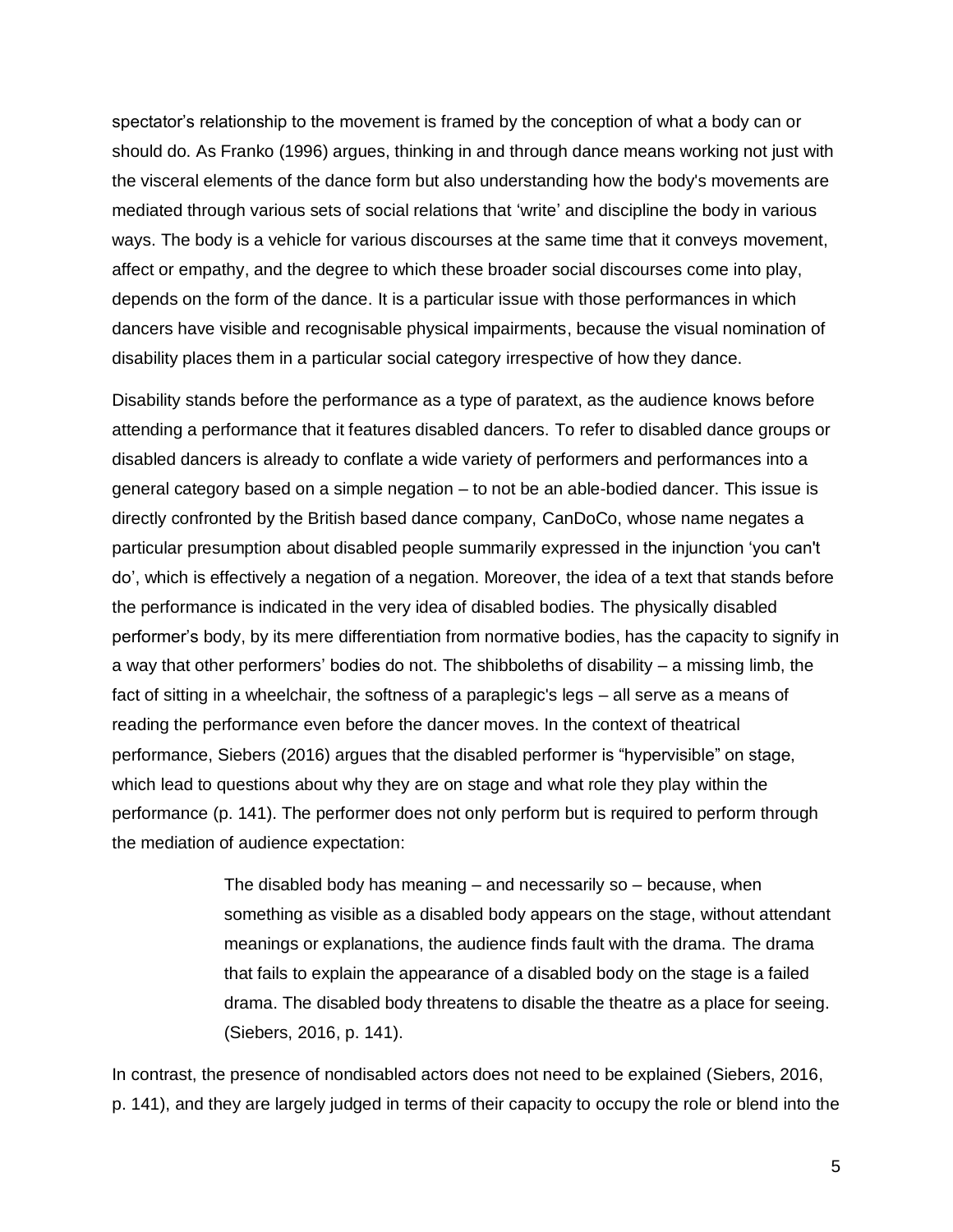spectator's relationship to the movement is framed by the conception of what a body can or should do. As Franko (1996) argues, thinking in and through dance means working not just with the visceral elements of the dance form but also understanding how the body's movements are mediated through various sets of social relations that 'write' and discipline the body in various ways. The body is a vehicle for various discourses at the same time that it conveys movement, affect or empathy, and the degree to which these broader social discourses come into play, depends on the form of the dance. It is a particular issue with those performances in which dancers have visible and recognisable physical impairments, because the visual nomination of disability places them in a particular social category irrespective of how they dance.

Disability stands before the performance as a type of paratext, as the audience knows before attending a performance that it features disabled dancers. To refer to disabled dance groups or disabled dancers is already to conflate a wide variety of performers and performances into a general category based on a simple negation – to not be an able-bodied dancer. This issue is directly confronted by the British based dance company, CanDoCo, whose name negates a particular presumption about disabled people summarily expressed in the injunction 'you can't do', which is effectively a negation of a negation. Moreover, the idea of a text that stands before the performance is indicated in the very idea of disabled bodies. The physically disabled performer's body, by its mere differentiation from normative bodies, has the capacity to signify in a way that other performers' bodies do not. The shibboleths of disability – a missing limb, the fact of sitting in a wheelchair, the softness of a paraplegic's legs – all serve as a means of reading the performance even before the dancer moves. In the context of theatrical performance, Siebers (2016) argues that the disabled performer is "hypervisible" on stage, which lead to questions about why they are on stage and what role they play within the performance (p. 141). The performer does not only perform but is required to perform through the mediation of audience expectation:

> The disabled body has meaning – and necessarily so – because, when something as visible as a disabled body appears on the stage, without attendant meanings or explanations, the audience finds fault with the drama. The drama that fails to explain the appearance of a disabled body on the stage is a failed drama. The disabled body threatens to disable the theatre as a place for seeing. (Siebers, 2016, p. 141).

In contrast, the presence of nondisabled actors does not need to be explained (Siebers, 2016, p. 141), and they are largely judged in terms of their capacity to occupy the role or blend into the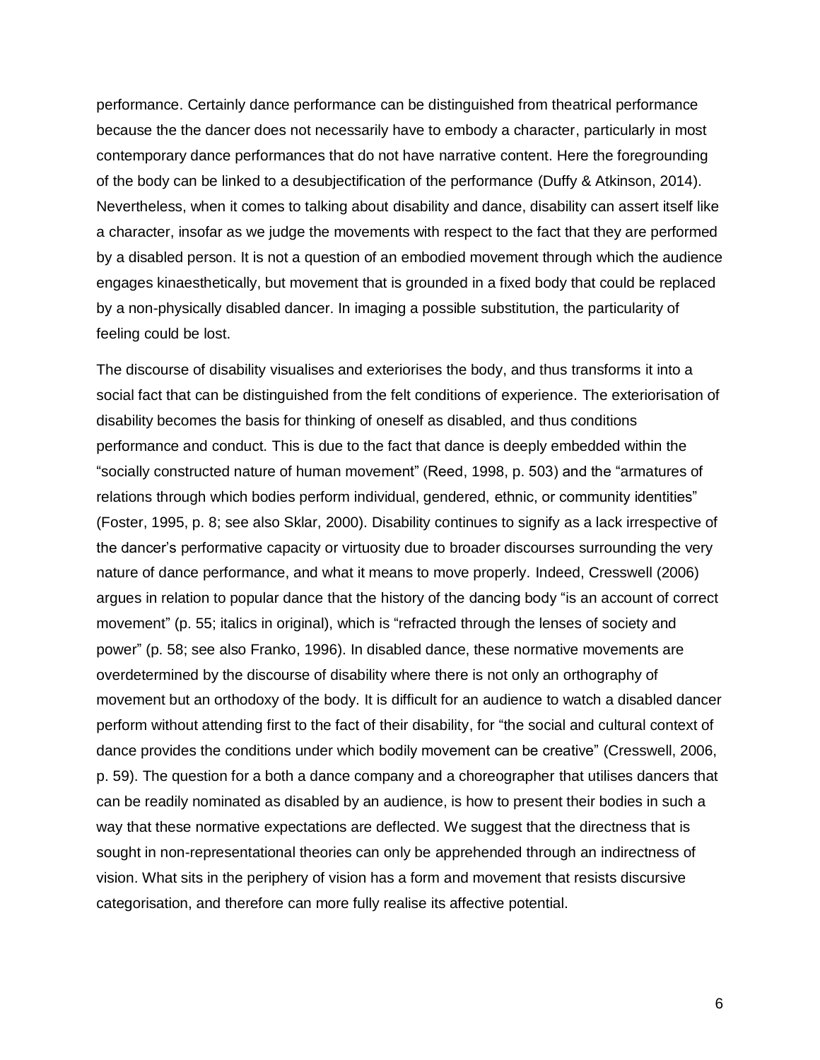performance. Certainly dance performance can be distinguished from theatrical performance because the the dancer does not necessarily have to embody a character, particularly in most contemporary dance performances that do not have narrative content. Here the foregrounding of the body can be linked to a desubjectification of the performance (Duffy & Atkinson, 2014). Nevertheless, when it comes to talking about disability and dance, disability can assert itself like a character, insofar as we judge the movements with respect to the fact that they are performed by a disabled person. It is not a question of an embodied movement through which the audience engages kinaesthetically, but movement that is grounded in a fixed body that could be replaced by a non-physically disabled dancer. In imaging a possible substitution, the particularity of feeling could be lost.

The discourse of disability visualises and exteriorises the body, and thus transforms it into a social fact that can be distinguished from the felt conditions of experience. The exteriorisation of disability becomes the basis for thinking of oneself as disabled, and thus conditions performance and conduct. This is due to the fact that dance is deeply embedded within the "socially constructed nature of human movement" (Reed, 1998, p. 503) and the "armatures of relations through which bodies perform individual, gendered, ethnic, or community identities" (Foster, 1995, p. 8; see also Sklar, 2000). Disability continues to signify as a lack irrespective of the dancer's performative capacity or virtuosity due to broader discourses surrounding the very nature of dance performance, and what it means to move properly. Indeed, Cresswell (2006) argues in relation to popular dance that the history of the dancing body "is an account of correct movement" (p. 55; italics in original), which is "refracted through the lenses of society and power" (p. 58; see also Franko, 1996). In disabled dance, these normative movements are overdetermined by the discourse of disability where there is not only an orthography of movement but an orthodoxy of the body. It is difficult for an audience to watch a disabled dancer perform without attending first to the fact of their disability, for "the social and cultural context of dance provides the conditions under which bodily movement can be creative" (Cresswell, 2006, p. 59). The question for a both a dance company and a choreographer that utilises dancers that can be readily nominated as disabled by an audience, is how to present their bodies in such a way that these normative expectations are deflected. We suggest that the directness that is sought in non-representational theories can only be apprehended through an indirectness of vision. What sits in the periphery of vision has a form and movement that resists discursive categorisation, and therefore can more fully realise its affective potential.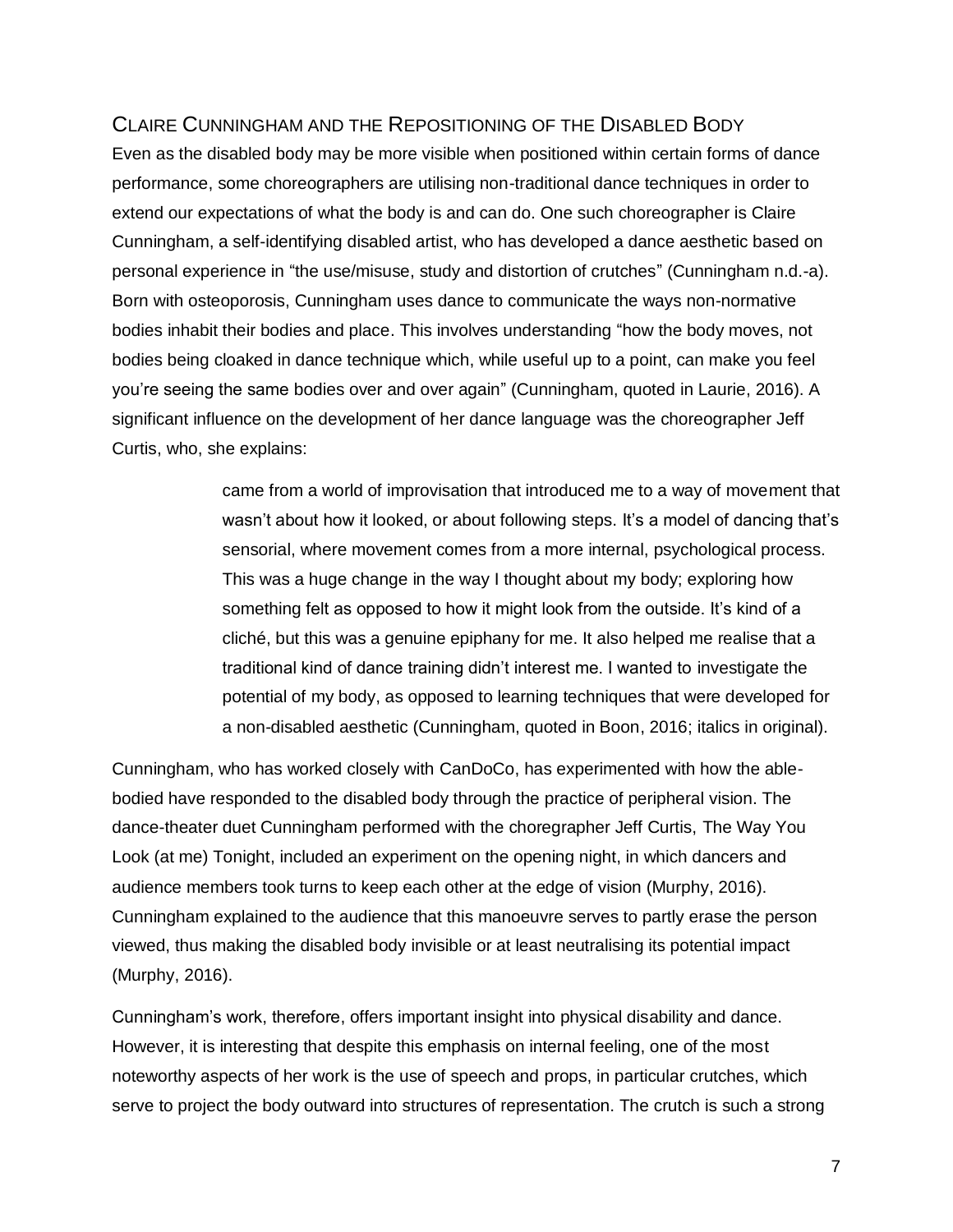## Claire Cunningham and the Repositioning of the Disabled Body

Even as the disabled body may be more visible when positioned within certain forms of dance performance, some choreographers are utilising non-traditional dance techniques in order to extend our expectations of what the body is and can do. One such choreographer is Claire Cunningham, a self-identifying disabled artist, who has developed a dance aesthetic based on personal experience in "the use/misuse, study and distortion of crutches" (Cunningham n.d.-a). Born with osteoporosis, Cunningham uses dance to communicate the ways non-normative bodies inhabit their bodies and place. This involves understanding "how the body moves, not bodies being cloaked in dance technique which, while useful up to a point, can make you feel you're seeing the same bodies over and over again" (Cunningham, quoted in Laurie, 2016). A significant influence on the development of her dance language was the choreographer Jeff Curtis, who, she explains:

> came from a world of improvisation that introduced me to a way of movement that wasn't about how it looked, or about following steps. It's a model of dancing that's sensorial, where movement comes from a more internal, psychological process. This was a huge change in the way I thought about my body; exploring how something felt as opposed to how it might look from the outside. It's kind of a cliché, but this was a genuine epiphany for me. It also helped me realise that a traditional kind of dance training didn't interest me. I wanted to investigate the potential of my body, as opposed to learning techniques that were developed for a non-disabled aesthetic (Cunningham, quoted in Boon, 2016; italics in original).

Cunningham, who has worked closely with CanDoCo, has experimented with how the able-bodied have responded to the disabled body through the practice of peripheral vision. The dance-theater duet Cunningham performed with the choregrapher Jeff Curtis, The Way You Look (at me) Tonight, included an experiment on the opening night, in which dancers and audience members took turns to keep each other at the edge of vision (Murphy, 2016). Cunningham explained to the audience that this manoeuvre serves to partly erase the person viewed, thus making the disabled body invisible or at least neutralising its potential impact (Murphy, 2016).

Cunningham's work, therefore, offers important insight into physical disability and dance. However, it is interesting that despite this emphasis on internal feeling, one of the most noteworthy aspects of her work is the use of speech and props, in particular crutches, which serve to project the body outward into structures of representation. The crutch is such a strong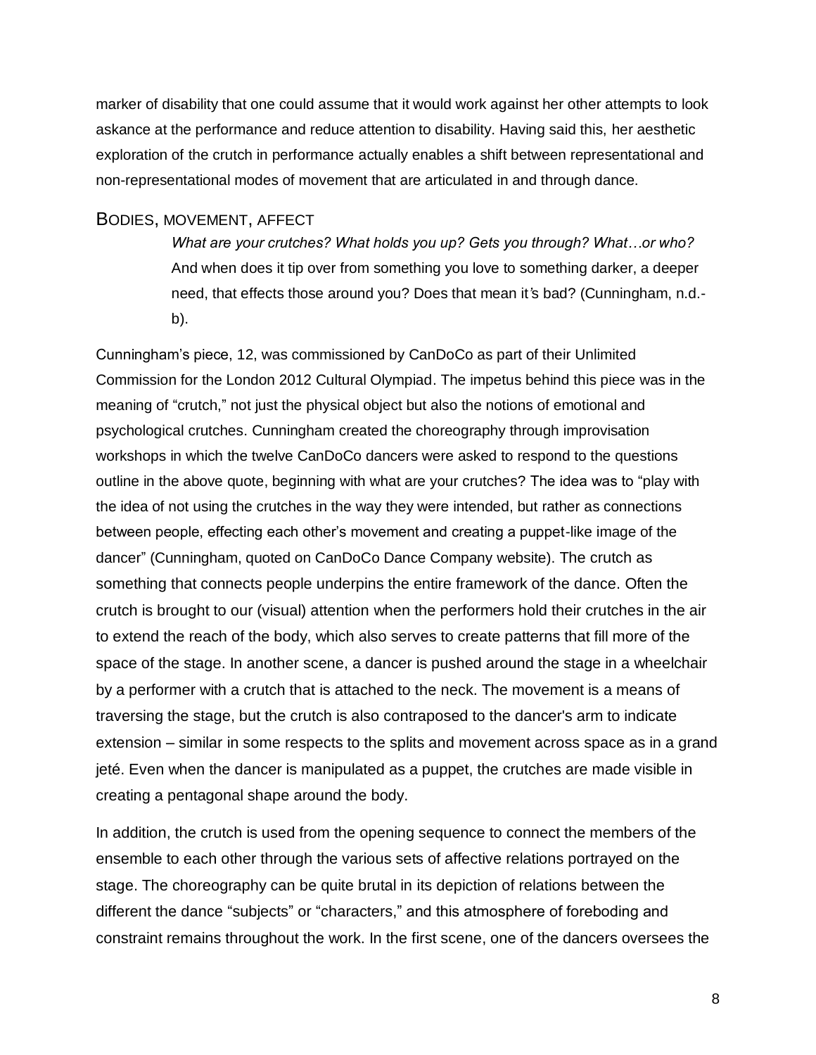marker of disability that one could assume that it would work against her other attempts to look askance at the performance and reduce attention to disability. Having said this, her aesthetic exploration of the crutch in performance actually enables a shift between representational and non-representational modes of movement that are articulated in and through dance.

## BODIES, MOVEMENT, AFFECT

> *What are your crutches? What holds you up? Gets you through? What…or who?* And when does it tip over from something you love to something darker, a deeper need, that effects those around you? Does that mean it's bad? (Cunningham, n.d.-b).

Cunningham's piece, 12, was commissioned by CanDoCo as part of their Unlimited Commission for the London 2012 Cultural Olympiad. The impetus behind this piece was in the meaning of "crutch," not just the physical object but also the notions of emotional and psychological crutches. Cunningham created the choreography through improvisation workshops in which the twelve CanDoCo dancers were asked to respond to the questions outline in the above quote, beginning with what are your crutches? The idea was to "play with the idea of not using the crutches in the way they were intended, but rather as connections between people, effecting each other's movement and creating a puppet-like image of the dancer" (Cunningham, quoted on CanDoCo Dance Company website). The crutch as something that connects people underpins the entire framework of the dance. Often the crutch is brought to our (visual) attention when the performers hold their crutches in the air to extend the reach of the body, which also serves to create patterns that fill more of the space of the stage. In another scene, a dancer is pushed around the stage in a wheelchair by a performer with a crutch that is attached to the neck. The movement is a means of traversing the stage, but the crutch is also contraposed to the dancer's arm to indicate extension – similar in some respects to the splits and movement across space as in a grand jeté. Even when the dancer is manipulated as a puppet, the crutches are made visible in creating a pentagonal shape around the body.

In addition, the crutch is used from the opening sequence to connect the members of the ensemble to each other through the various sets of affective relations portrayed on the stage. The choreography can be quite brutal in its depiction of relations between the different the dance "subjects" or "characters," and this atmosphere of foreboding and constraint remains throughout the work. In the first scene, one of the dancers oversees the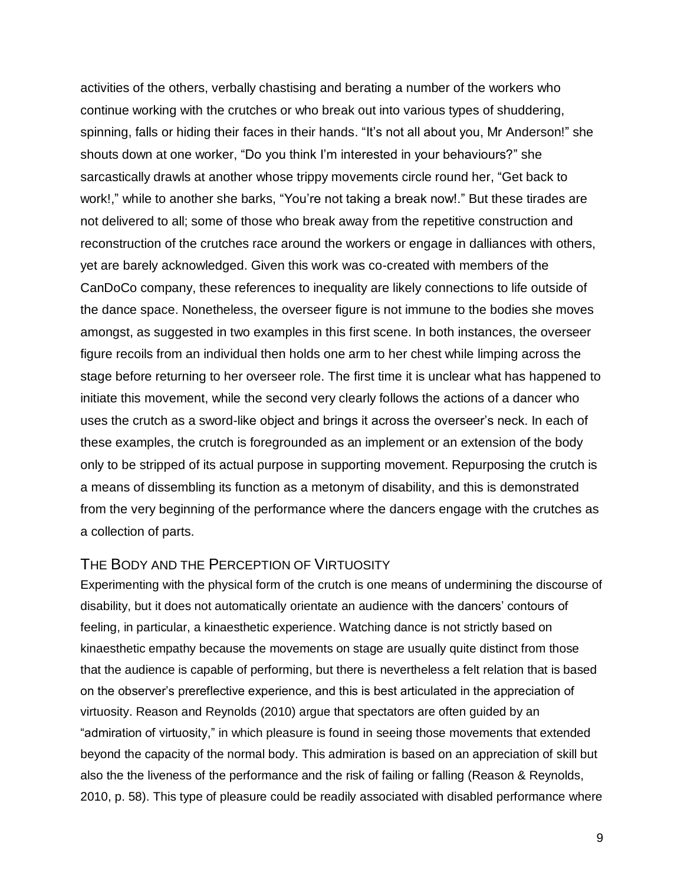activities of the others, verbally chastising and berating a number of the workers who continue working with the crutches or who break out into various types of shuddering, spinning, falls or hiding their faces in their hands. “It’s not all about you, Mr Anderson!” she shouts down at one worker, “Do you think I’m interested in your behaviours?” she sarcastically drawls at another whose trippy movements circle round her, “Get back to work!,” while to another she barks, “You’re not taking a break now!.” But these tirades are not delivered to all; some of those who break away from the repetitive construction and reconstruction of the crutches race around the workers or engage in dalliances with others, yet are barely acknowledged. Given this work was co-created with members of the CanDoCo company, these references to inequality are likely connections to life outside of the dance space. Nonetheless, the overseer figure is not immune to the bodies she moves amongst, as suggested in two examples in this first scene. In both instances, the overseer figure recoils from an individual then holds one arm to her chest while limping across the stage before returning to her overseer role. The first time it is unclear what has happened to initiate this movement, while the second very clearly follows the actions of a dancer who uses the crutch as a sword-like object and brings it across the overseer’s neck. In each of these examples, the crutch is foregrounded as an implement or an extension of the body only to be stripped of its actual purpose in supporting movement. Repurposing the crutch is a means of dissembling its function as a metonym of disability, and this is demonstrated from the very beginning of the performance where the dancers engage with the crutches as a collection of parts.

## The Body and the Perception of Virtuosity

Experimenting with the physical form of the crutch is one means of undermining the discourse of disability, but it does not automatically orientate an audience with the dancers’ contours of feeling, in particular, a kinaesthetic experience. Watching dance is not strictly based on kinaesthetic empathy because the movements on stage are usually quite distinct from those that the audience is capable of performing, but there is nevertheless a felt relation that is based on the observer’s prereflective experience, and this is best articulated in the appreciation of virtuosity. Reason and Reynolds (2010) argue that spectators are often guided by an “admiration of virtuosity,” in which pleasure is found in seeing those movements that extended beyond the capacity of the normal body. This admiration is based on an appreciation of skill but also the the liveness of the performance and the risk of failing or falling (Reason & Reynolds, 2010, p. 58). This type of pleasure could be readily associated with disabled performance where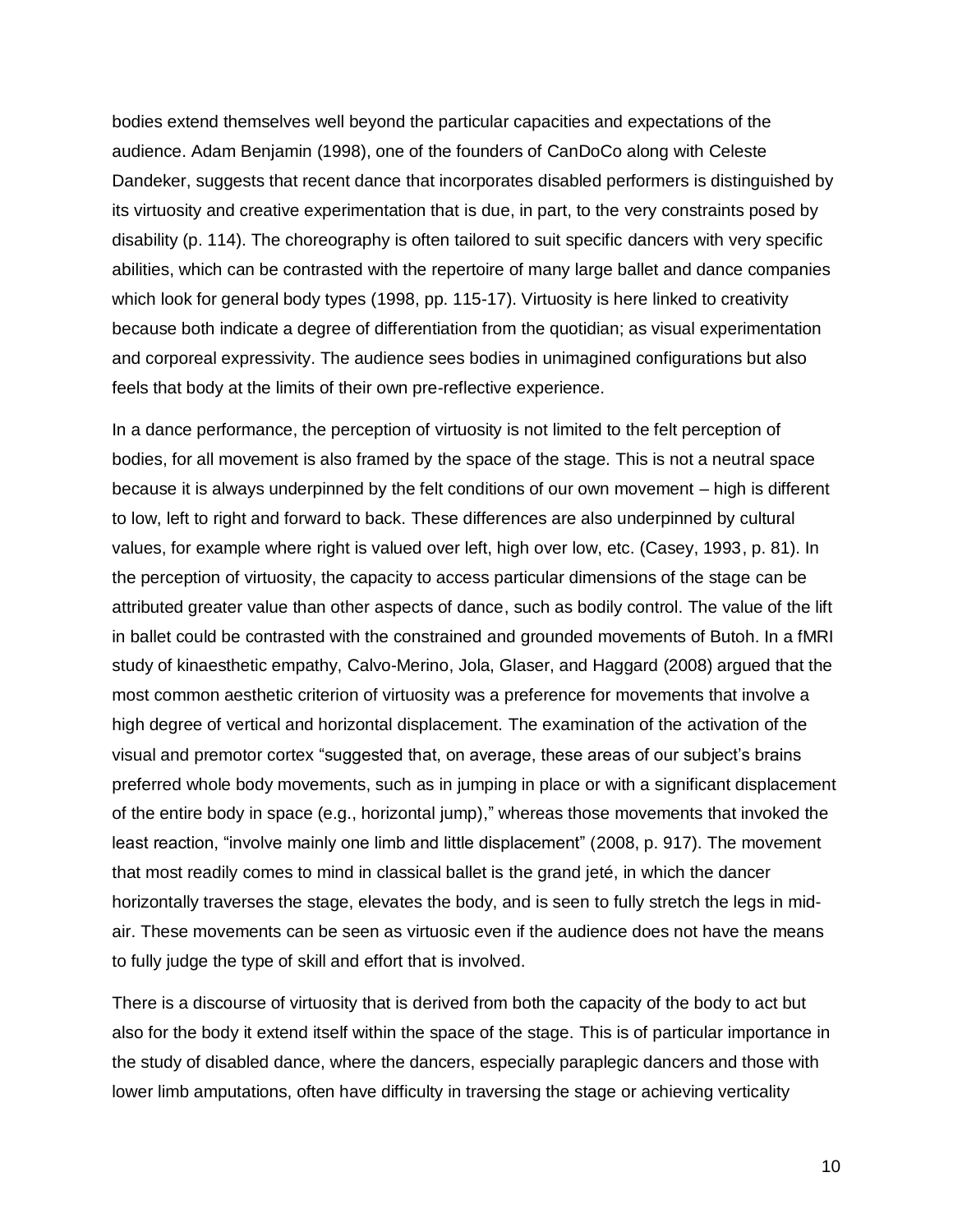bodies extend themselves well beyond the particular capacities and expectations of the audience. Adam Benjamin (1998), one of the founders of CanDoCo along with Celeste Dandeker, suggests that recent dance that incorporates disabled performers is distinguished by its virtuosity and creative experimentation that is due, in part, to the very constraints posed by disability (p. 114). The choreography is often tailored to suit specific dancers with very specific abilities, which can be contrasted with the repertoire of many large ballet and dance companies which look for general body types (1998, pp. 115-17). Virtuosity is here linked to creativity because both indicate a degree of differentiation from the quotidian; as visual experimentation and corporeal expressivity. The audience sees bodies in unimagined configurations but also feels that body at the limits of their own pre-reflective experience.

In a dance performance, the perception of virtuosity is not limited to the felt perception of bodies, for all movement is also framed by the space of the stage. This is not a neutral space because it is always underpinned by the felt conditions of our own movement – high is different to low, left to right and forward to back. These differences are also underpinned by cultural values, for example where right is valued over left, high over low, etc. (Casey, 1993, p. 81). In the perception of virtuosity, the capacity to access particular dimensions of the stage can be attributed greater value than other aspects of dance, such as bodily control. The value of the lift in ballet could be contrasted with the constrained and grounded movements of Butoh. In a fMRI study of kinaesthetic empathy, Calvo-Merino, Jola, Glaser, and Haggard (2008) argued that the most common aesthetic criterion of virtuosity was a preference for movements that involve a high degree of vertical and horizontal displacement. The examination of the activation of the visual and premotor cortex "suggested that, on average, these areas of our subject's brains preferred whole body movements, such as in jumping in place or with a significant displacement of the entire body in space (e.g., horizontal jump)," whereas those movements that invoked the least reaction, "involve mainly one limb and little displacement" (2008, p. 917). The movement that most readily comes to mind in classical ballet is the grand jeté, in which the dancer horizontally traverses the stage, elevates the body, and is seen to fully stretch the legs in mid-air. These movements can be seen as virtuosic even if the audience does not have the means to fully judge the type of skill and effort that is involved.

There is a discourse of virtuosity that is derived from both the capacity of the body to act but also for the body it extend itself within the space of the stage. This is of particular importance in the study of disabled dance, where the dancers, especially paraplegic dancers and those with lower limb amputations, often have difficulty in traversing the stage or achieving verticality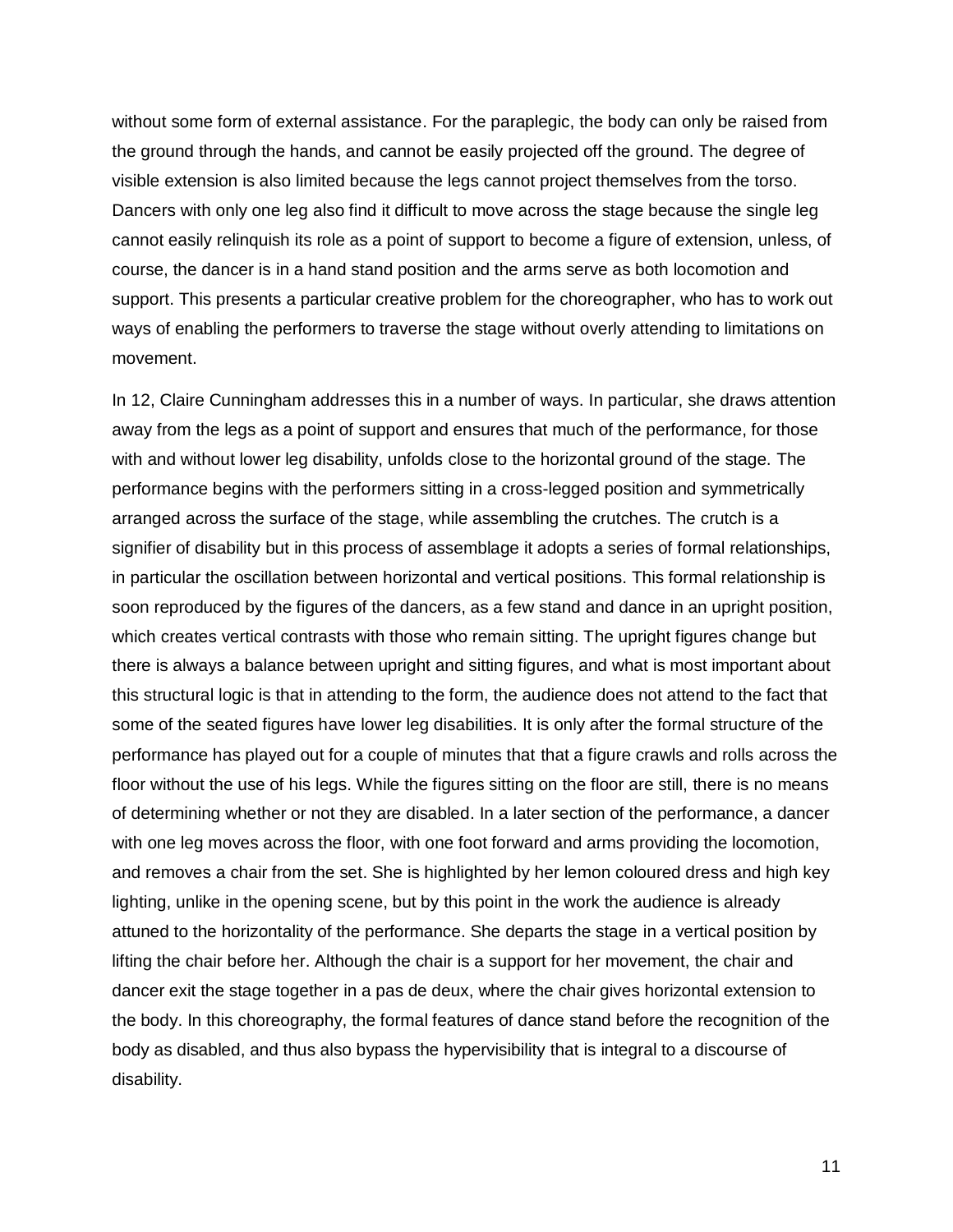without some form of external assistance. For the paraplegic, the body can only be raised from the ground through the hands, and cannot be easily projected off the ground. The degree of visible extension is also limited because the legs cannot project themselves from the torso. Dancers with only one leg also find it difficult to move across the stage because the single leg cannot easily relinquish its role as a point of support to become a figure of extension, unless, of course, the dancer is in a hand stand position and the arms serve as both locomotion and support. This presents a particular creative problem for the choreographer, who has to work out ways of enabling the performers to traverse the stage without overly attending to limitations on movement.

In 12, Claire Cunningham addresses this in a number of ways. In particular, she draws attention away from the legs as a point of support and ensures that much of the performance, for those with and without lower leg disability, unfolds close to the horizontal ground of the stage. The performance begins with the performers sitting in a cross-legged position and symmetrically arranged across the surface of the stage, while assembling the crutches. The crutch is a signifier of disability but in this process of assemblage it adopts a series of formal relationships, in particular the oscillation between horizontal and vertical positions. This formal relationship is soon reproduced by the figures of the dancers, as a few stand and dance in an upright position, which creates vertical contrasts with those who remain sitting. The upright figures change but there is always a balance between upright and sitting figures, and what is most important about this structural logic is that in attending to the form, the audience does not attend to the fact that some of the seated figures have lower leg disabilities. It is only after the formal structure of the performance has played out for a couple of minutes that that a figure crawls and rolls across the floor without the use of his legs. While the figures sitting on the floor are still, there is no means of determining whether or not they are disabled. In a later section of the performance, a dancer with one leg moves across the floor, with one foot forward and arms providing the locomotion, and removes a chair from the set. She is highlighted by her lemon coloured dress and high key lighting, unlike in the opening scene, but by this point in the work the audience is already attuned to the horizontality of the performance. She departs the stage in a vertical position by lifting the chair before her. Although the chair is a support for her movement, the chair and dancer exit the stage together in a pas de deux, where the chair gives horizontal extension to the body. In this choreography, the formal features of dance stand before the recognition of the body as disabled, and thus also bypass the hypervisibility that is integral to a discourse of disability.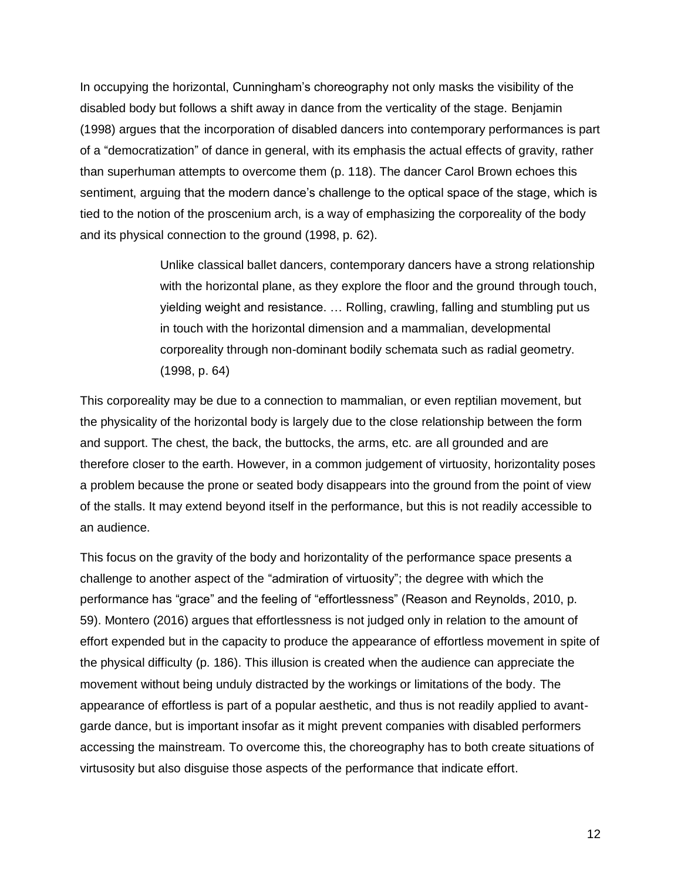In occupying the horizontal, Cunningham's choreography not only masks the visibility of the disabled body but follows a shift away in dance from the verticality of the stage. Benjamin (1998) argues that the incorporation of disabled dancers into contemporary performances is part of a "democratization" of dance in general, with its emphasis the actual effects of gravity, rather than superhuman attempts to overcome them (p. 118). The dancer Carol Brown echoes this sentiment, arguing that the modern dance's challenge to the optical space of the stage, which is tied to the notion of the proscenium arch, is a way of emphasizing the corporeality of the body and its physical connection to the ground (1998, p. 62).

> Unlike classical ballet dancers, contemporary dancers have a strong relationship with the horizontal plane, as they explore the floor and the ground through touch, yielding weight and resistance. … Rolling, crawling, falling and stumbling put us in touch with the horizontal dimension and a mammalian, developmental corporeality through non-dominant bodily schemata such as radial geometry. (1998, p. 64)

This corporeality may be due to a connection to mammalian, or even reptilian movement, but the physicality of the horizontal body is largely due to the close relationship between the form and support. The chest, the back, the buttocks, the arms, etc. are all grounded and are therefore closer to the earth. However, in a common judgement of virtuosity, horizontality poses a problem because the prone or seated body disappears into the ground from the point of view of the stalls. It may extend beyond itself in the performance, but this is not readily accessible to an audience.

This focus on the gravity of the body and horizontality of the performance space presents a challenge to another aspect of the "admiration of virtuosity"; the degree with which the performance has "grace" and the feeling of "effortlessness" (Reason and Reynolds, 2010, p. 59). Montero (2016) argues that effortlessness is not judged only in relation to the amount of effort expended but in the capacity to produce the appearance of effortless movement in spite of the physical difficulty (p. 186). This illusion is created when the audience can appreciate the movement without being unduly distracted by the workings or limitations of the body. The appearance of effortless is part of a popular aesthetic, and thus is not readily applied to avant-garde dance, but is important insofar as it might prevent companies with disabled performers accessing the mainstream. To overcome this, the choreography has to both create situations of virtusosity but also disguise those aspects of the performance that indicate effort.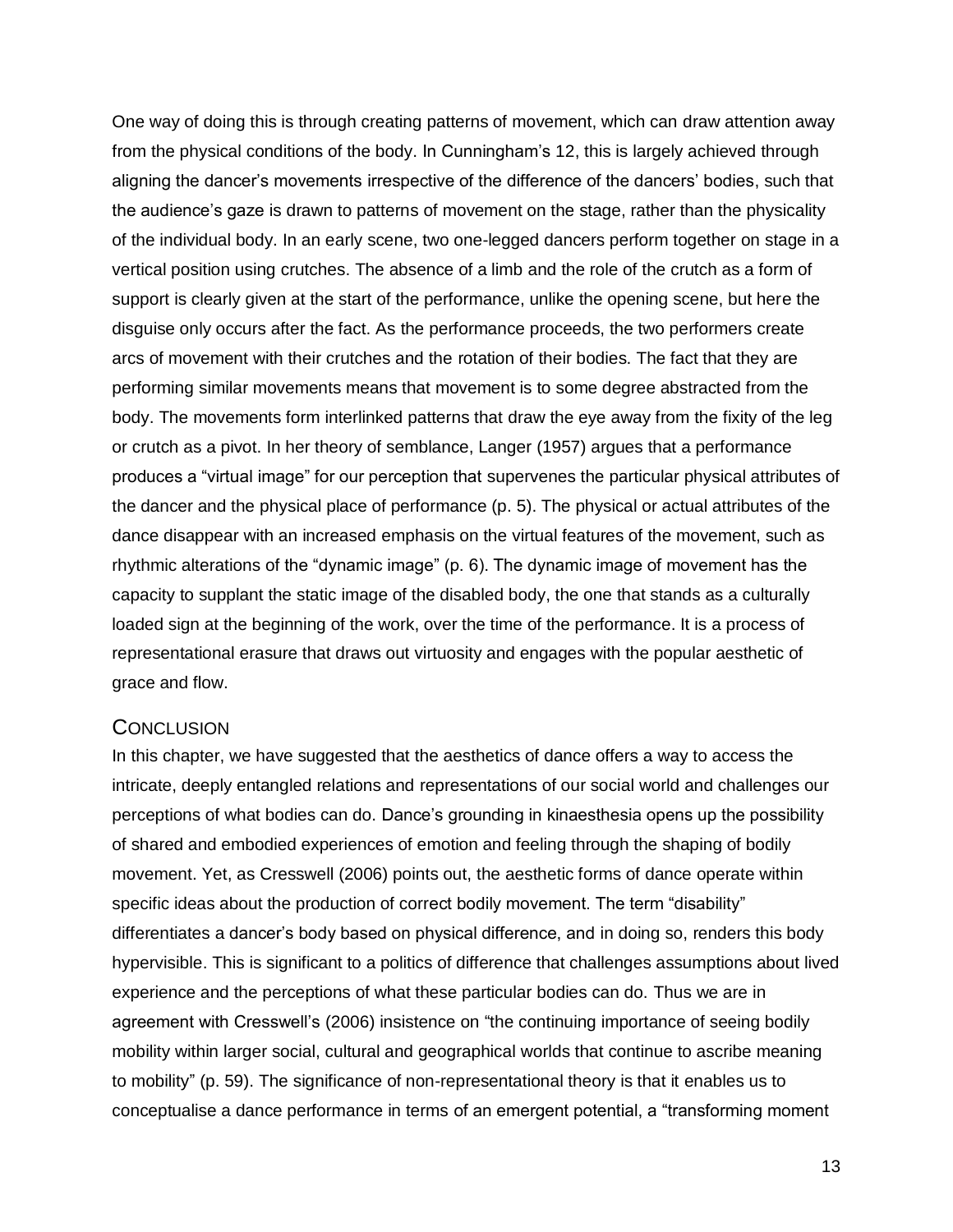One way of doing this is through creating patterns of movement, which can draw attention away from the physical conditions of the body. In Cunningham's 12, this is largely achieved through aligning the dancer's movements irrespective of the difference of the dancers' bodies, such that the audience's gaze is drawn to patterns of movement on the stage, rather than the physicality of the individual body. In an early scene, two one-legged dancers perform together on stage in a vertical position using crutches. The absence of a limb and the role of the crutch as a form of support is clearly given at the start of the performance, unlike the opening scene, but here the disguise only occurs after the fact. As the performance proceeds, the two performers create arcs of movement with their crutches and the rotation of their bodies. The fact that they are performing similar movements means that movement is to some degree abstracted from the body. The movements form interlinked patterns that draw the eye away from the fixity of the leg or crutch as a pivot. In her theory of semblance, Langer (1957) argues that a performance produces a "virtual image" for our perception that supervenes the particular physical attributes of the dancer and the physical place of performance (p. 5). The physical or actual attributes of the dance disappear with an increased emphasis on the virtual features of the movement, such as rhythmic alterations of the "dynamic image" (p. 6). The dynamic image of movement has the capacity to supplant the static image of the disabled body, the one that stands as a culturally loaded sign at the beginning of the work, over the time of the performance. It is a process of representational erasure that draws out virtuosity and engages with the popular aesthetic of grace and flow.

## Conclusion

In this chapter, we have suggested that the aesthetics of dance offers a way to access the intricate, deeply entangled relations and representations of our social world and challenges our perceptions of what bodies can do. Dance's grounding in kinaesthesia opens up the possibility of shared and embodied experiences of emotion and feeling through the shaping of bodily movement. Yet, as Cresswell (2006) points out, the aesthetic forms of dance operate within specific ideas about the production of correct bodily movement. The term "disability" differentiates a dancer's body based on physical difference, and in doing so, renders this body hypervisible. This is significant to a politics of difference that challenges assumptions about lived experience and the perceptions of what these particular bodies can do. Thus we are in agreement with Cresswell's (2006) insistence on "the continuing importance of seeing bodily mobility within larger social, cultural and geographical worlds that continue to ascribe meaning to mobility" (p. 59). The significance of non-representational theory is that it enables us to conceptualise a dance performance in terms of an emergent potential, a "transforming moment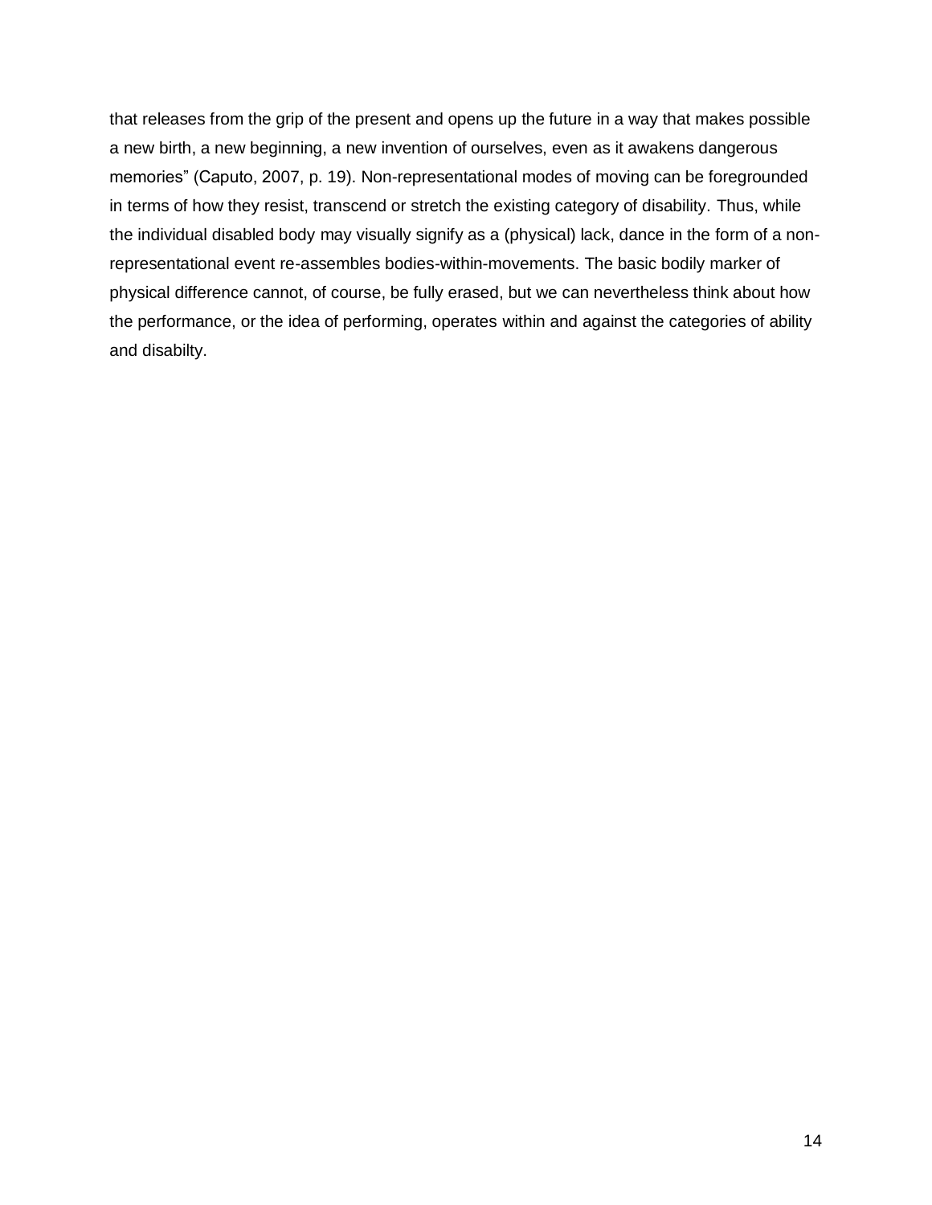that releases from the grip of the present and opens up the future in a way that makes possible a new birth, a new beginning, a new invention of ourselves, even as it awakens dangerous memories" (Caputo, 2007, p. 19). Non-representational modes of moving can be foregrounded in terms of how they resist, transcend or stretch the existing category of disability. Thus, while the individual disabled body may visually signify as a (physical) lack, dance in the form of a non-representational event re-assembles bodies-within-movements. The basic bodily marker of physical difference cannot, of course, be fully erased, but we can nevertheless think about how the performance, or the idea of performing, operates within and against the categories of ability and disabilty.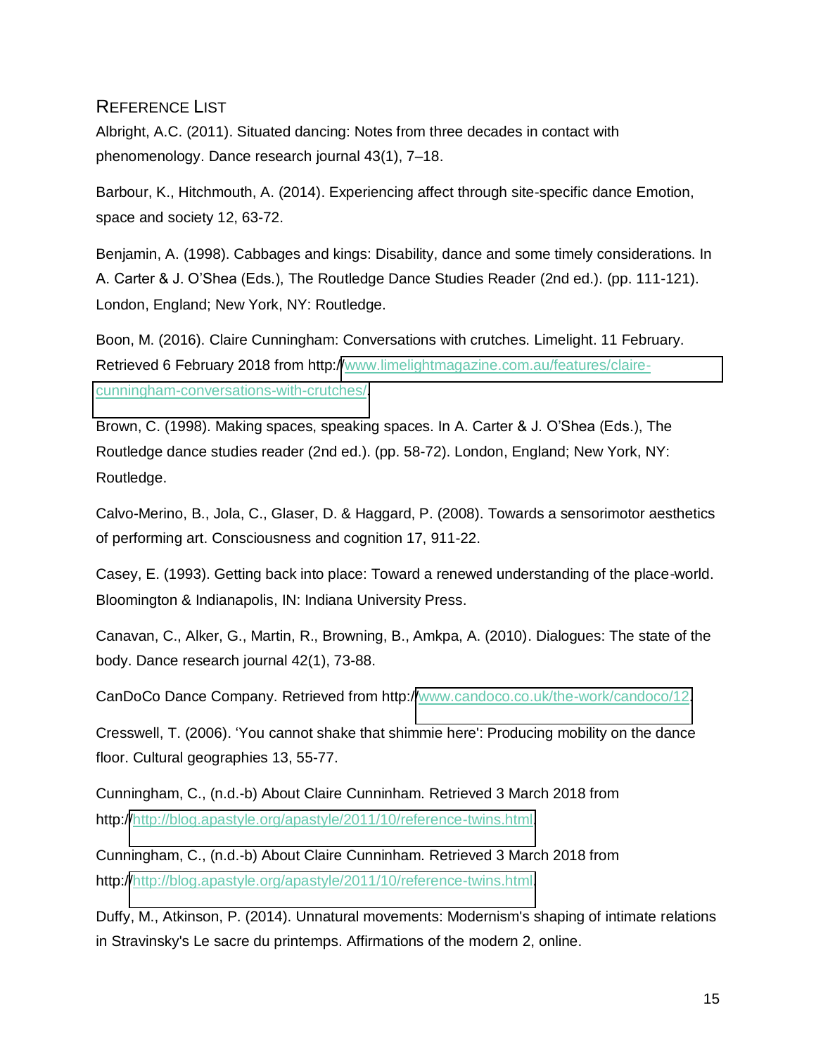## Reference List

Albright, A.C. (2011). Situated dancing: Notes from three decades in contact with phenomenology. Dance research journal 43(1), 7–18.

Barbour, K., Hitchmouth, A. (2014). Experiencing affect through site-specific dance Emotion, space and society 12, 63-72.

Benjamin, A. (1998). Cabbages and kings: Disability, dance and some timely considerations. In A. Carter & J. O'Shea (Eds.), The Routledge Dance Studies Reader (2nd ed.). (pp. 111-121). London, England; New York, NY: Routledge.

Boon, M. (2016). Claire Cunningham: Conversations with crutches. Limelight. 11 February. Retrieved 6 February 2018 from http://www.limelightmagazine.com.au/features/claire-cunningham-conversations-with-crutches/.

Brown, C. (1998). Making spaces, speaking spaces. In A. Carter & J. O'Shea (Eds.), The Routledge dance studies reader (2nd ed.). (pp. 58-72). London, England; New York, NY: Routledge.

Calvo-Merino, B., Jola, C., Glaser, D. & Haggard, P. (2008). Towards a sensorimotor aesthetics of performing art. Consciousness and cognition 17, 911-22.

Casey, E. (1993). Getting back into place: Toward a renewed understanding of the place-world. Bloomington & Indianapolis, IN: Indiana University Press.

Canavan, C., Alker, G., Martin, R., Browning, B., Amkpa, A. (2010). Dialogues: The state of the body. Dance research journal 42(1), 73-88.

CanDoCo Dance Company. Retrieved from http://www.candoco.co.uk/the-work/candoco/12.

Cresswell, T. (2006). 'You cannot shake that shimmie here': Producing mobility on the dance floor. Cultural geographies 13, 55-77.

Cunningham, C., (n.d.-b) About Claire Cunninham. Retrieved 3 March 2018 from http://http://blog.apastyle.org/apastyle/2011/10/reference-twins.html.

Cunningham, C., (n.d.-b) About Claire Cunninham. Retrieved 3 March 2018 from http://http://blog.apastyle.org/apastyle/2011/10/reference-twins.html.

Duffy, M., Atkinson, P. (2014). Unnatural movements: Modernism's shaping of intimate relations in Stravinsky's Le sacre du printemps. Affirmations of the modern 2, online.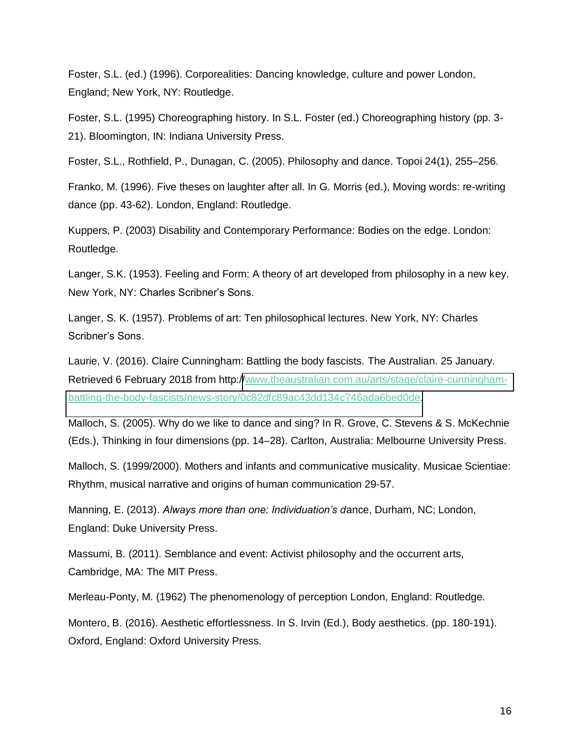Foster, S.L. (ed.) (1996). Corporealities: Dancing knowledge, culture and power London, England; New York, NY: Routledge.

Foster, S.L. (1995) Choreographing history. In S.L. Foster (ed.) Choreographing history (pp. 3-21). Bloomington, IN: Indiana University Press.

Foster, S.L., Rothfield, P., Dunagan, C. (2005). Philosophy and dance. Topoi 24(1), 255–256.

Franko, M. (1996). Five theses on laughter after all. In G. Morris (ed.), Moving words: re-writing dance (pp. 43-62). London, England: Routledge.

Kuppers, P. (2003) Disability and Contemporary Performance: Bodies on the edge. London: Routledge.

Langer, S.K. (1953). Feeling and Form: A theory of art developed from philosophy in a new key. New York, NY: Charles Scribner's Sons.

Langer, S. K. (1957). Problems of art: Ten philosophical lectures. New York, NY: Charles Scribner's Sons.

Laurie, V. (2016). Claire Cunningham: Battling the body fascists. The Australian. 25 January. Retrieved 6 February 2018 from http://www.theaustralian.com.au/arts/stage/claire-cunningham-battling-the-body-fascists/news-story/0c82dfc89ac43dd134c746ada6bed0de.

Malloch, S. (2005). Why do we like to dance and sing? In R. Grove, C. Stevens & S. McKechnie (Eds.), Thinking in four dimensions (pp. 14–28). Carlton, Australia: Melbourne University Press.

Malloch, S. (1999/2000). Mothers and infants and communicative musicality. Musicae Scientiae: Rhythm, musical narrative and origins of human communication 29-57.

Manning, E. (2013). *Always more than one: Individuation's d*ance, Durham, NC; London, England: Duke University Press.

Massumi, B. (2011). Semblance and event: Activist philosophy and the occurrent arts, Cambridge, MA: The MIT Press.

Merleau-Ponty, M. (1962) The phenomenology of perception London, England: Routledge.

Montero, B. (2016). Aesthetic effortlessness. In S. Irvin (Ed.), Body aesthetics. (pp. 180-191). Oxford, England: Oxford University Press.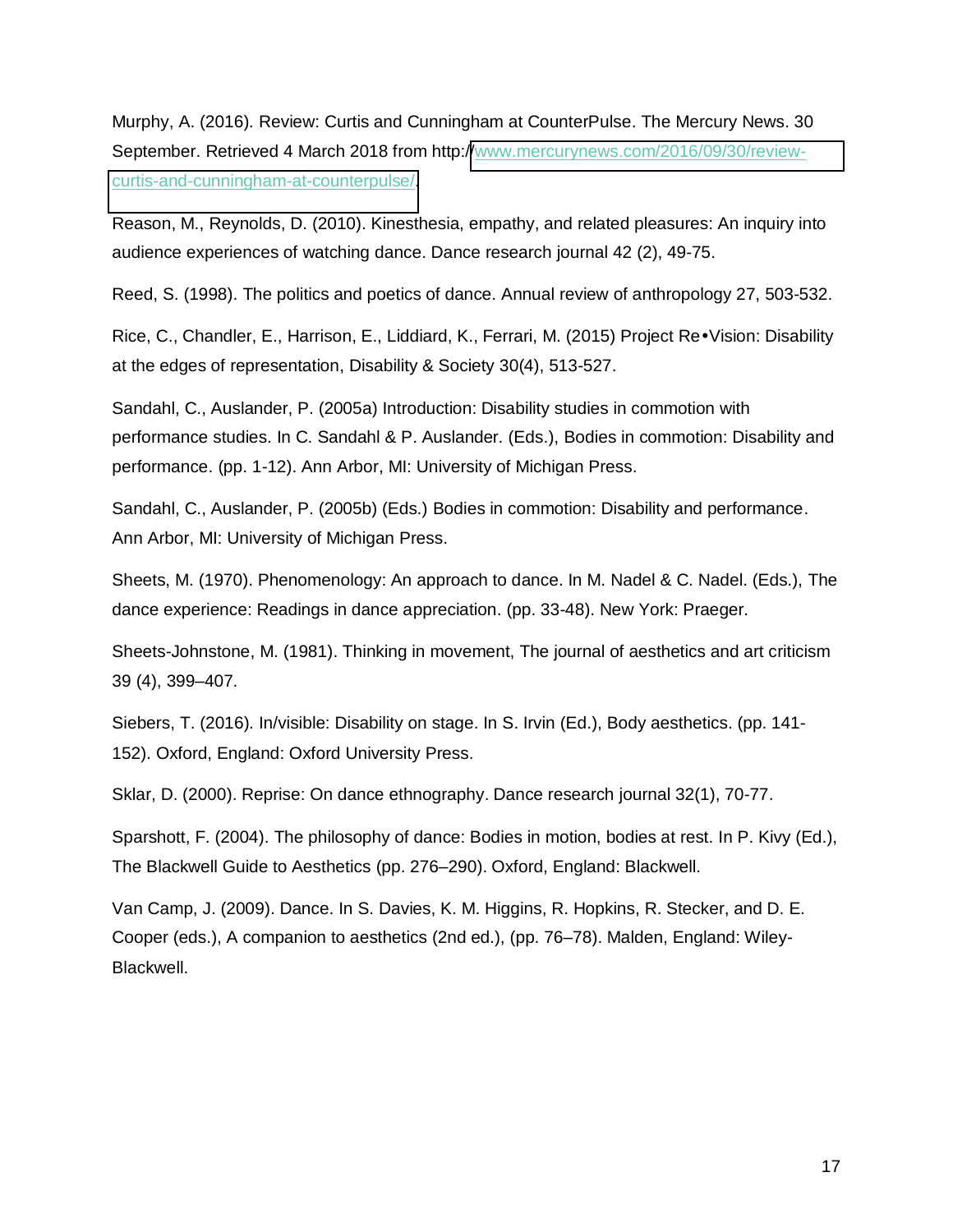Murphy, A. (2016). Review: Curtis and Cunningham at CounterPulse. The Mercury News. 30 September. Retrieved 4 March 2018 from http://www.mercurynews.com/2016/09/30/review-curtis-and-cunningham-at-counterpulse/.

Reason, M., Reynolds, D. (2010). Kinesthesia, empathy, and related pleasures: An inquiry into audience experiences of watching dance. Dance research journal 42 (2), 49-75.

Reed, S. (1998). The politics and poetics of dance. Annual review of anthropology 27, 503-532.

Rice, C., Chandler, E., Harrison, E., Liddiard, K., Ferrari, M. (2015) Project Re•Vision: Disability at the edges of representation, Disability & Society 30(4), 513-527.

Sandahl, C., Auslander, P. (2005a) Introduction: Disability studies in commotion with performance studies. In C. Sandahl & P. Auslander. (Eds.), Bodies in commotion: Disability and performance. (pp. 1-12). Ann Arbor, MI: University of Michigan Press.

Sandahl, C., Auslander, P. (2005b) (Eds.) Bodies in commotion: Disability and performance. Ann Arbor, MI: University of Michigan Press.

Sheets, M. (1970). Phenomenology: An approach to dance. In M. Nadel & C. Nadel. (Eds.), The dance experience: Readings in dance appreciation. (pp. 33-48). New York: Praeger.

Sheets-Johnstone, M. (1981). Thinking in movement, The journal of aesthetics and art criticism 39 (4), 399–407.

Siebers, T. (2016). In/visible: Disability on stage. In S. Irvin (Ed.), Body aesthetics. (pp. 141-152). Oxford, England: Oxford University Press.

Sklar, D. (2000). Reprise: On dance ethnography. Dance research journal 32(1), 70-77.

Sparshott, F. (2004). The philosophy of dance: Bodies in motion, bodies at rest. In P. Kivy (Ed.), The Blackwell Guide to Aesthetics (pp. 276–290). Oxford, England: Blackwell.

Van Camp, J. (2009). Dance. In S. Davies, K. M. Higgins, R. Hopkins, R. Stecker, and D. E. Cooper (eds.), A companion to aesthetics (2nd ed.), (pp. 76–78). Malden, England: Wiley-Blackwell.